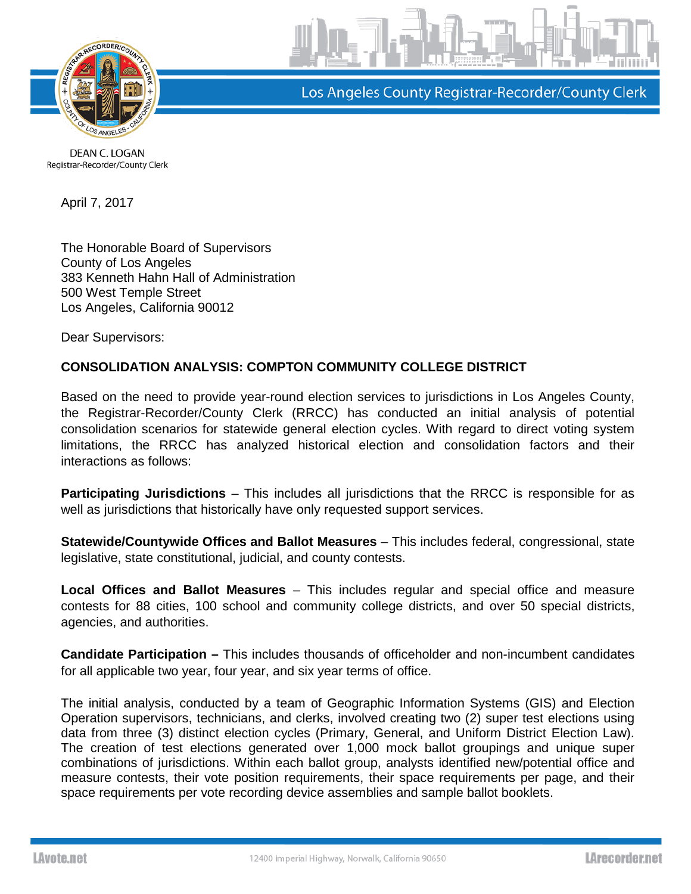Los Angeles County Registrar-Recorder/County Clerk

DEAN C. LOGAN
Registrar-Recorder/County Clerk

April 7, 2017

The Honorable Board of Supervisors
County of Los Angeles
383 Kenneth Hahn Hall of Administration
500 West Temple Street
Los Angeles, California 90012

Dear Supervisors:

**CONSOLIDATION ANALYSIS: COMPTON COMMUNITY COLLEGE DISTRICT**

Based on the need to provide year-round election services to jurisdictions in Los Angeles County, the Registrar-Recorder/County Clerk (RRCC) has conducted an initial analysis of potential consolidation scenarios for statewide general election cycles. With regard to direct voting system limitations, the RRCC has analyzed historical election and consolidation factors and their interactions as follows:

**Participating Jurisdictions** – This includes all jurisdictions that the RRCC is responsible for as well as jurisdictions that historically have only requested support services.

**Statewide/Countywide Offices and Ballot Measures** – This includes federal, congressional, state legislative, state constitutional, judicial, and county contests.

**Local Offices and Ballot Measures** – This includes regular and special office and measure contests for 88 cities, 100 school and community college districts, and over 50 special districts, agencies, and authorities.

**Candidate Participation –** This includes thousands of officeholder and non-incumbent candidates for all applicable two year, four year, and six year terms of office.

The initial analysis, conducted by a team of Geographic Information Systems (GIS) and Election Operation supervisors, technicians, and clerks, involved creating two (2) super test elections using data from three (3) distinct election cycles (Primary, General, and Uniform District Election Law). The creation of test elections generated over 1,000 mock ballot groupings and unique super combinations of jurisdictions. Within each ballot group, analysts identified new/potential office and measure contests, their vote position requirements, their space requirements per page, and their space requirements per vote recording device assemblies and sample ballot booklets.

LAvote.net 12400 Imperial Highway, Norwalk, California 90650 LArecorder.net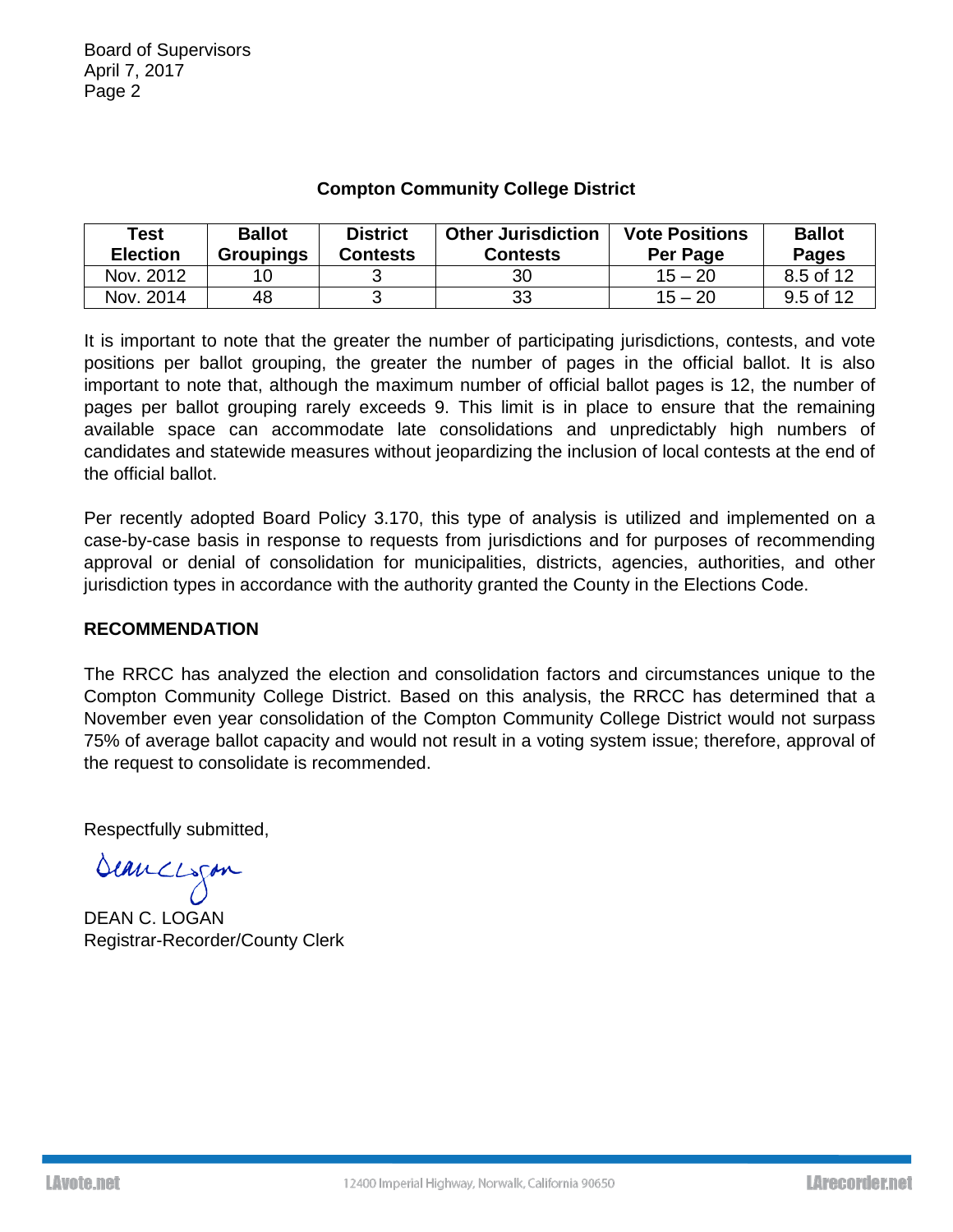### Compton Community College District

| Test Election | Ballot Groupings | District Contests | Other Jurisdiction Contests | Vote Positions Per Page | Ballot Pages |
|---|---|---|---|---|---|
| Nov. 2012 | 10 | 3 | 30 | 15 – 20 | 8.5 of 12 |
| Nov. 2014 | 48 | 3 | 33 | 15 – 20 | 9.5 of 12 |

It is important to note that the greater the number of participating jurisdictions, contests, and vote positions per ballot grouping, the greater the number of pages in the official ballot. It is also important to note that, although the maximum number of official ballot pages is 12, the number of pages per ballot grouping rarely exceeds 9. This limit is in place to ensure that the remaining available space can accommodate late consolidations and unpredictably high numbers of candidates and statewide measures without jeopardizing the inclusion of local contests at the end of the official ballot.

Per recently adopted Board Policy 3.170, this type of analysis is utilized and implemented on a case-by-case basis in response to requests from jurisdictions and for purposes of recommending approval or denial of consolidation for municipalities, districts, agencies, authorities, and other jurisdiction types in accordance with the authority granted the County in the Elections Code.

**RECOMMENDATION**

The RRCC has analyzed the election and consolidation factors and circumstances unique to the Compton Community College District. Based on this analysis, the RRCC has determined that a November even year consolidation of the Compton Community College District would not surpass 75% of average ballot capacity and would not result in a voting system issue; therefore, approval of the request to consolidate is recommended.

Respectfully submitted,

DEAN C. LOGAN
Registrar-Recorder/County Clerk